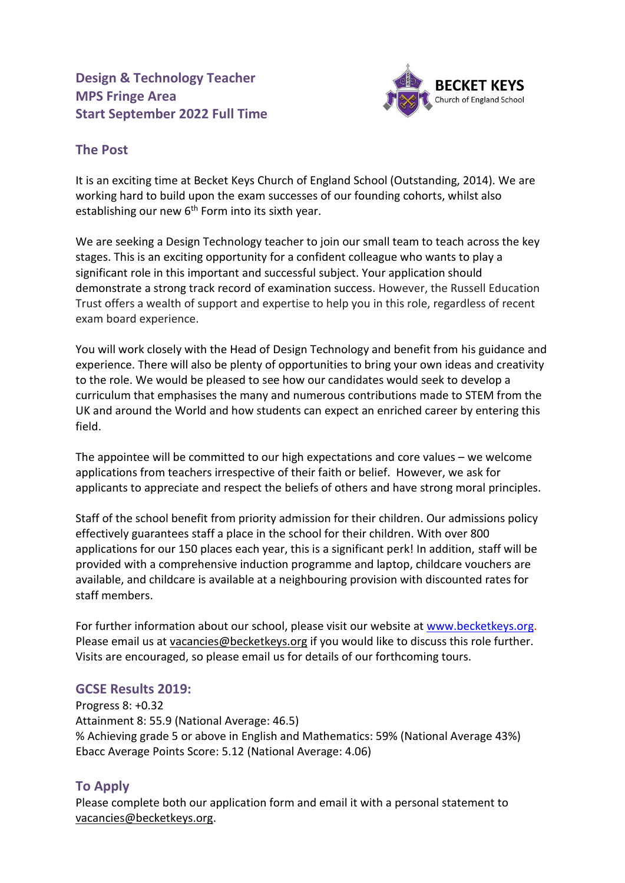# Design & Technology Teacher
## MPS Fringe Area
## Start September 2022 Full Time

BECKET KEYS
Church of England School

## The Post

It is an exciting time at Becket Keys Church of England School (Outstanding, 2014). We are working hard to build upon the exam successes of our founding cohorts, whilst also establishing our new 6th Form into its sixth year.

We are seeking a Design Technology teacher to join our small team to teach across the key stages. This is an exciting opportunity for a confident colleague who wants to play a significant role in this important and successful subject. Your application should demonstrate a strong track record of examination success. However, the Russell Education Trust offers a wealth of support and expertise to help you in this role, regardless of recent exam board experience.

You will work closely with the Head of Design Technology and benefit from his guidance and experience. There will also be plenty of opportunities to bring your own ideas and creativity to the role. We would be pleased to see how our candidates would seek to develop a curriculum that emphasises the many and numerous contributions made to STEM from the UK and around the World and how students can expect an enriched career by entering this field.

The appointee will be committed to our high expectations and core values – we welcome applications from teachers irrespective of their faith or belief. However, we ask for applicants to appreciate and respect the beliefs of others and have strong moral principles.

Staff of the school benefit from priority admission for their children. Our admissions policy effectively guarantees staff a place in the school for their children. With over 800 applications for our 150 places each year, this is a significant perk! In addition, staff will be provided with a comprehensive induction programme and laptop, childcare vouchers are available, and childcare is available at a neighbouring provision with discounted rates for staff members.

For further information about our school, please visit our website at www.becketkeys.org. Please email us at vacancies@becketkeys.org if you would like to discuss this role further. Visits are encouraged, so please email us for details of our forthcoming tours.

## GCSE Results 2019:

Progress 8: +0.32
Attainment 8: 55.9 (National Average: 46.5)
% Achieving grade 5 or above in English and Mathematics: 59% (National Average 43%)
Ebacc Average Points Score: 5.12 (National Average: 4.06)

## To Apply

Please complete both our application form and email it with a personal statement to vacancies@becketkeys.org.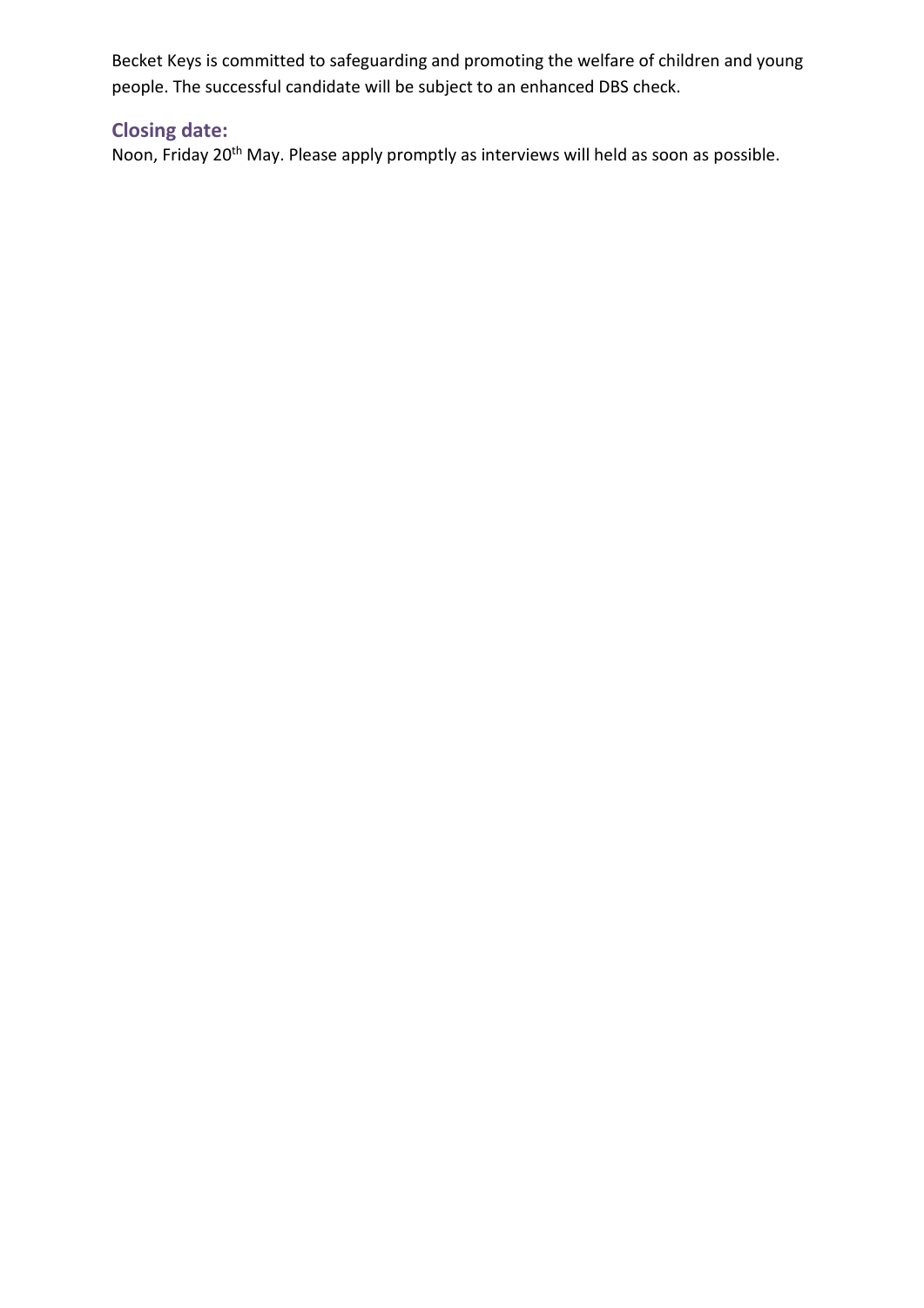Becket Keys is committed to safeguarding and promoting the welfare of children and young people. The successful candidate will be subject to an enhanced DBS check.

## Closing date:

Noon, Friday 20th May. Please apply promptly as interviews will held as soon as possible.